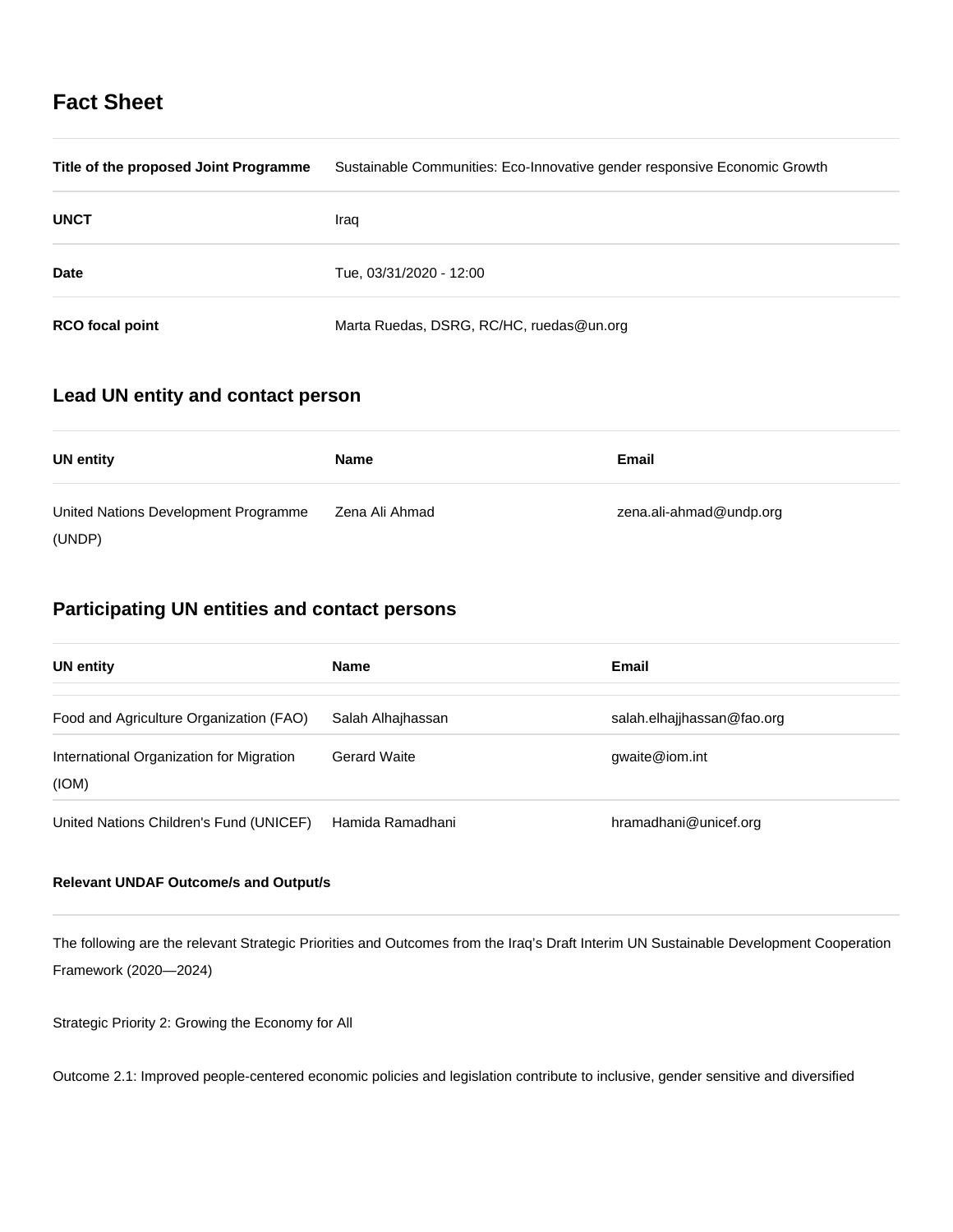## Fact Sheet

| | |
|---|---|
| **Title of the proposed Joint Programme** | Sustainable Communities: Eco-Innovative gender responsive Economic Growth |
| **UNCT** | Iraq |
| **Date** | Tue, 03/31/2020 - 12:00 |
| **RCO focal point** | Marta Ruedas, DSRG, RC/HC, ruedas@un.org |

## Lead UN entity and contact person

| UN entity | Name | Email |
|---|---|---|
| United Nations Development Programme (UNDP) | Zena Ali Ahmad | zena.ali-ahmad@undp.org |

## Participating UN entities and contact persons

| UN entity | Name | Email |
|---|---|---|
| Food and Agriculture Organization (FAO) | Salah Alhajhassan | salah.elhajjhassan@fao.org |
| International Organization for Migration (IOM) | Gerard Waite | gwaite@iom.int |
| United Nations Children's Fund (UNICEF) | Hamida Ramadhani | hramadhani@unicef.org |

#### Relevant UNDAF Outcome/s and Output/s

The following are the relevant Strategic Priorities and Outcomes from the Iraq's Draft Interim UN Sustainable Development Cooperation Framework (2020—2024)

Strategic Priority 2: Growing the Economy for All

Outcome 2.1: Improved people-centered economic policies and legislation contribute to inclusive, gender sensitive and diversified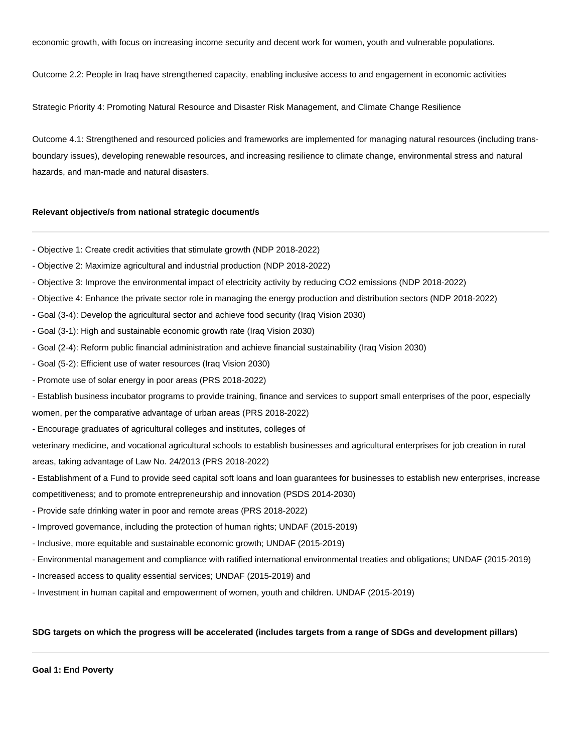economic growth, with focus on increasing income security and decent work for women, youth and vulnerable populations.

Outcome 2.2: People in Iraq have strengthened capacity, enabling inclusive access to and engagement in economic activities

Strategic Priority 4: Promoting Natural Resource and Disaster Risk Management, and Climate Change Resilience

Outcome 4.1: Strengthened and resourced policies and frameworks are implemented for managing natural resources (including trans-boundary issues), developing renewable resources, and increasing resilience to climate change, environmental stress and natural hazards, and man-made and natural disasters.

**Relevant objective/s from national strategic document/s**

---

- Objective 1: Create credit activities that stimulate growth (NDP 2018-2022)
- Objective 2: Maximize agricultural and industrial production (NDP 2018-2022)
- Objective 3: Improve the environmental impact of electricity activity by reducing $CO_2$ emissions (NDP 2018-2022)
- Objective 4: Enhance the private sector role in managing the energy production and distribution sectors (NDP 2018-2022)
- Goal (3-4): Develop the agricultural sector and achieve food security (Iraq Vision 2030)
- Goal (3-1): High and sustainable economic growth rate (Iraq Vision 2030)
- Goal (2-4): Reform public financial administration and achieve financial sustainability (Iraq Vision 2030)
- Goal (5-2): Efficient use of water resources (Iraq Vision 2030)
- Promote use of solar energy in poor areas (PRS 2018-2022)
- Establish business incubator programs to provide training, finance and services to support small enterprises of the poor, especially women, per the comparative advantage of urban areas (PRS 2018-2022)
- Encourage graduates of agricultural colleges and institutes, colleges of veterinary medicine, and vocational agricultural schools to establish businesses and agricultural enterprises for job creation in rural areas, taking advantage of Law No. 24/2013 (PRS 2018-2022)
- Establishment of a Fund to provide seed capital soft loans and loan guarantees for businesses to establish new enterprises, increase competitiveness; and to promote entrepreneurship and innovation (PSDS 2014-2030)
- Provide safe drinking water in poor and remote areas (PRS 2018-2022)
- Improved governance, including the protection of human rights; UNDAF (2015-2019)
- Inclusive, more equitable and sustainable economic growth; UNDAF (2015-2019)
- Environmental management and compliance with ratified international environmental treaties and obligations; UNDAF (2015-2019)
- Increased access to quality essential services; UNDAF (2015-2019) and
- Investment in human capital and empowerment of women, youth and children. UNDAF (2015-2019)

**SDG targets on which the progress will be accelerated (includes targets from a range of SDGs and development pillars)**

---

**Goal 1: End Poverty**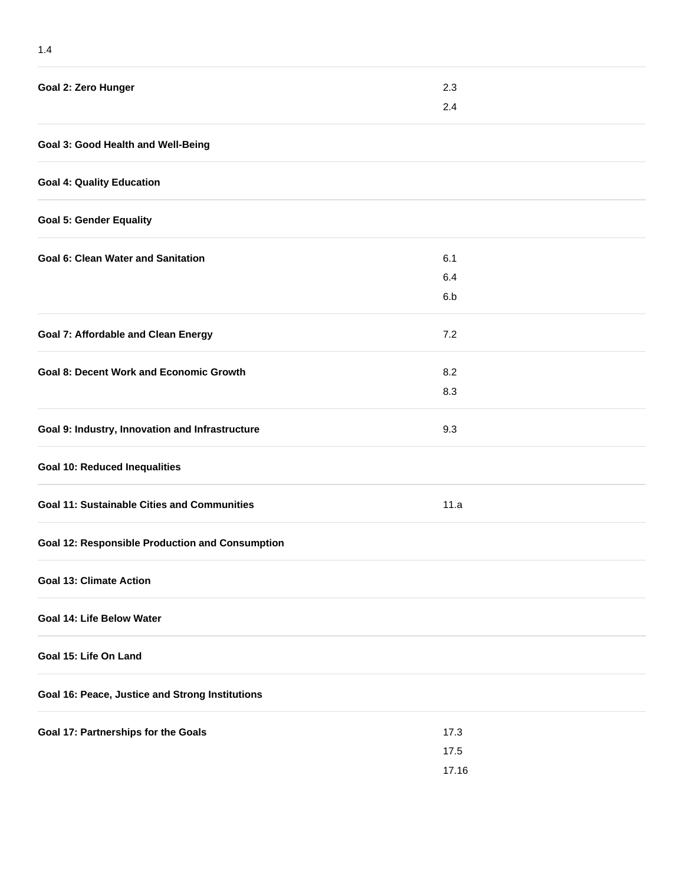| | |
|---|---|
| | 1.4 |
| **Goal 2: Zero Hunger** | 2.3<br>2.4 |
| **Goal 3: Good Health and Well-Being** | |
| **Goal 4: Quality Education** | |
| **Goal 5: Gender Equality** | |
| **Goal 6: Clean Water and Sanitation** | 6.1<br>6.4<br>6.b |
| **Goal 7: Affordable and Clean Energy** | 7.2 |
| **Goal 8: Decent Work and Economic Growth** | 8.2<br>8.3 |
| **Goal 9: Industry, Innovation and Infrastructure** | 9.3 |
| **Goal 10: Reduced Inequalities** | |
| **Goal 11: Sustainable Cities and Communities** | 11.a |
| **Goal 12: Responsible Production and Consumption** | |
| **Goal 13: Climate Action** | |
| **Goal 14: Life Below Water** | |
| **Goal 15: Life On Land** | |
| **Goal 16: Peace, Justice and Strong Institutions** | |
| **Goal 17: Partnerships for the Goals** | 17.3<br>17.5<br>17.16 |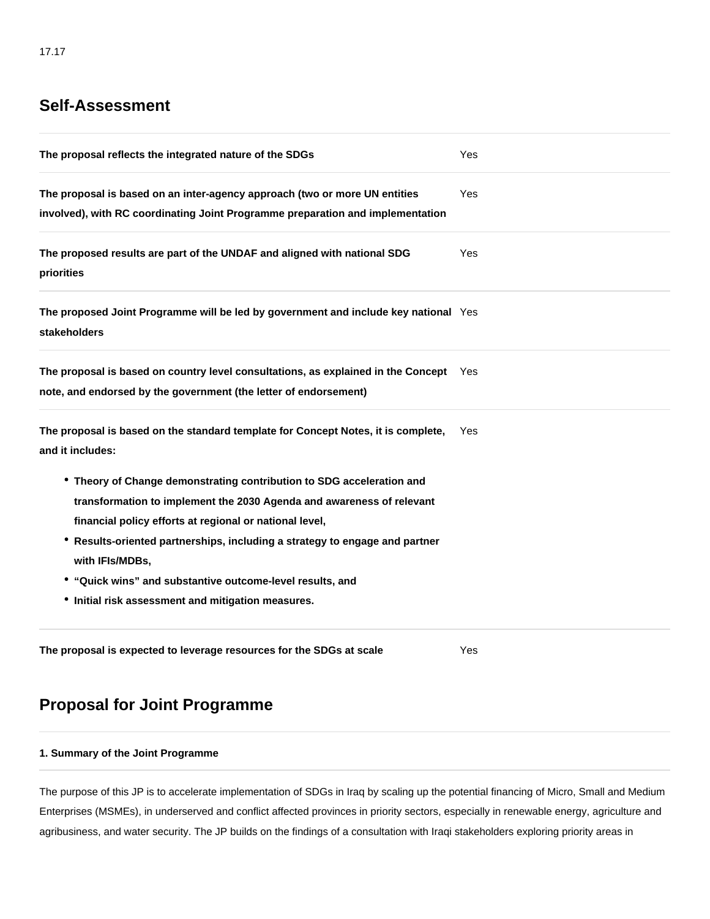17.17

## Self-Assessment

| | |
|---|---|
| **The proposal reflects the integrated nature of the SDGs** | Yes |
| **The proposal is based on an inter-agency approach (two or more UN entities involved), with RC coordinating Joint Programme preparation and implementation** | Yes |
| **The proposed results are part of the UNDAF and aligned with national SDG priorities** | Yes |
| **The proposed Joint Programme will be led by government and include key national stakeholders** | Yes |
| **The proposal is based on country level consultations, as explained in the Concept note, and endorsed by the government (the letter of endorsement)** | Yes |
| **The proposal is based on the standard template for Concept Notes, it is complete, and it includes:** <br>• **Theory of Change demonstrating contribution to SDG acceleration and transformation to implement the 2030 Agenda and awareness of relevant financial policy efforts at regional or national level,** <br>• **Results-oriented partnerships, including a strategy to engage and partner with IFIs/MDBs,** <br>• **"Quick wins" and substantive outcome-level results, and** <br>• **Initial risk assessment and mitigation measures.** | Yes |
| **The proposal is expected to leverage resources for the SDGs at scale** | Yes |

## Proposal for Joint Programme

**1. Summary of the Joint Programme**

The purpose of this JP is to accelerate implementation of SDGs in Iraq by scaling up the potential financing of Micro, Small and Medium Enterprises (MSMEs), in underserved and conflict affected provinces in priority sectors, especially in renewable energy, agriculture and agribusiness, and water security. The JP builds on the findings of a consultation with Iraqi stakeholders exploring priority areas in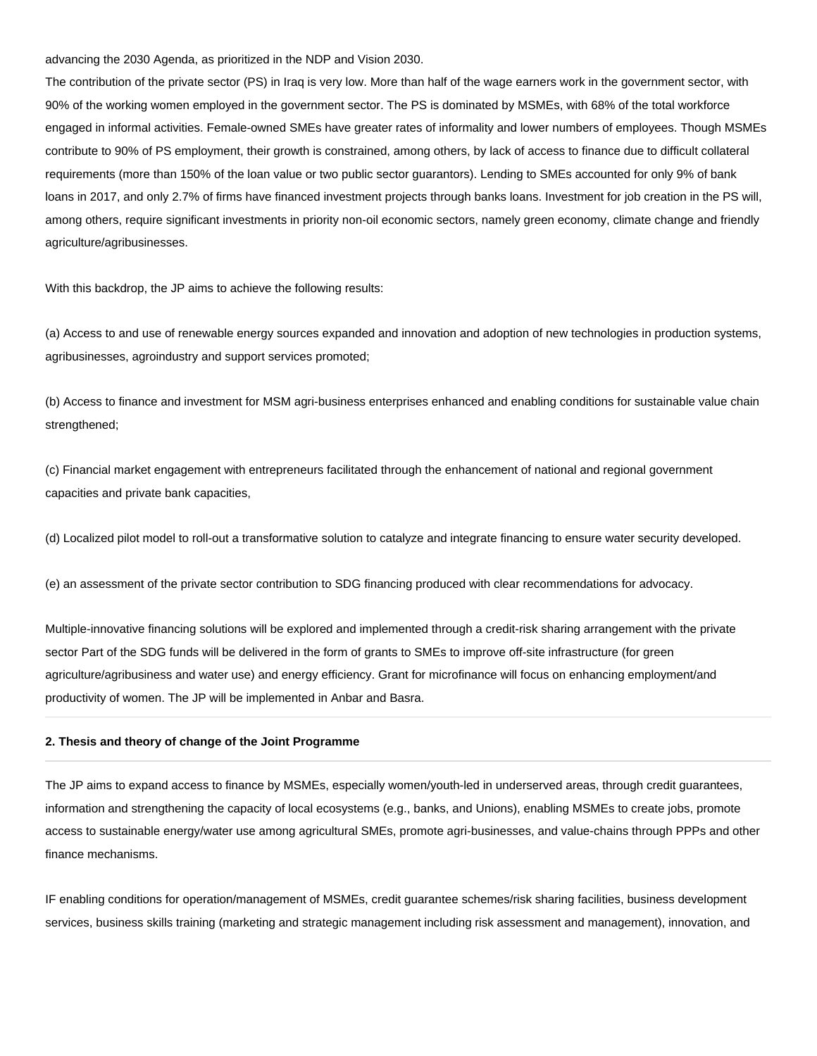advancing the 2030 Agenda, as prioritized in the NDP and Vision 2030.

The contribution of the private sector (PS) in Iraq is very low. More than half of the wage earners work in the government sector, with 90% of the working women employed in the government sector. The PS is dominated by MSMEs, with 68% of the total workforce engaged in informal activities. Female-owned SMEs have greater rates of informality and lower numbers of employees. Though MSMEs contribute to 90% of PS employment, their growth is constrained, among others, by lack of access to finance due to difficult collateral requirements (more than 150% of the loan value or two public sector guarantors). Lending to SMEs accounted for only 9% of bank loans in 2017, and only 2.7% of firms have financed investment projects through banks loans. Investment for job creation in the PS will, among others, require significant investments in priority non-oil economic sectors, namely green economy, climate change and friendly agriculture/agribusinesses.

With this backdrop, the JP aims to achieve the following results:

(a) Access to and use of renewable energy sources expanded and innovation and adoption of new technologies in production systems, agribusinesses, agroindustry and support services promoted;

(b) Access to finance and investment for MSM agri-business enterprises enhanced and enabling conditions for sustainable value chain strengthened;

(c) Financial market engagement with entrepreneurs facilitated through the enhancement of national and regional government capacities and private bank capacities,

(d) Localized pilot model to roll-out a transformative solution to catalyze and integrate financing to ensure water security developed.

(e) an assessment of the private sector contribution to SDG financing produced with clear recommendations for advocacy.

Multiple-innovative financing solutions will be explored and implemented through a credit-risk sharing arrangement with the private sector Part of the SDG funds will be delivered in the form of grants to SMEs to improve off-site infrastructure (for green agriculture/agribusiness and water use) and energy efficiency. Grant for microfinance will focus on enhancing employment/and productivity of women. The JP will be implemented in Anbar and Basra.

---

**2. Thesis and theory of change of the Joint Programme**

---

The JP aims to expand access to finance by MSMEs, especially women/youth-led in underserved areas, through credit guarantees, information and strengthening the capacity of local ecosystems (e.g., banks, and Unions), enabling MSMEs to create jobs, promote access to sustainable energy/water use among agricultural SMEs, promote agri-businesses, and value-chains through PPPs and other finance mechanisms.

IF enabling conditions for operation/management of MSMEs, credit guarantee schemes/risk sharing facilities, business development services, business skills training (marketing and strategic management including risk assessment and management), innovation, and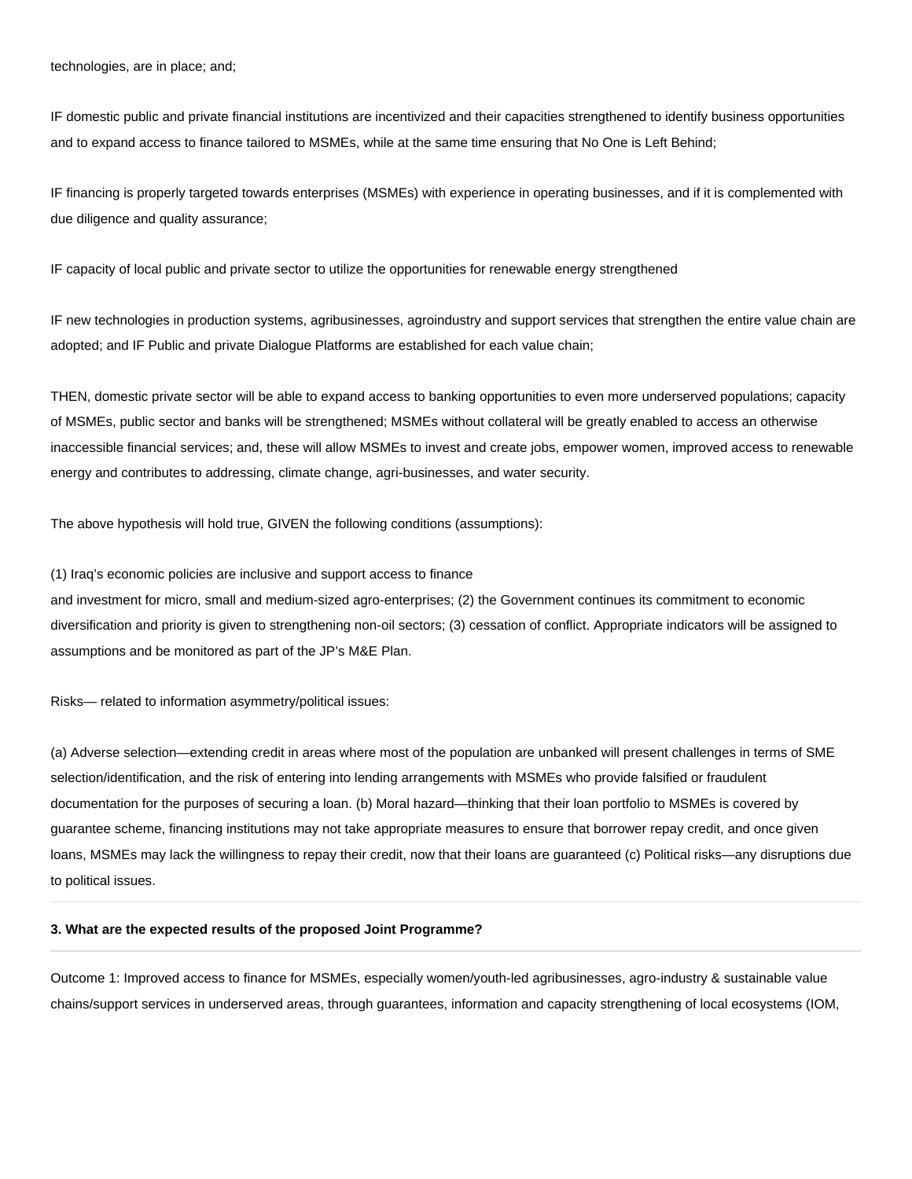technologies, are in place; and;

IF domestic public and private financial institutions are incentivized and their capacities strengthened to identify business opportunities and to expand access to finance tailored to MSMEs, while at the same time ensuring that No One is Left Behind;

IF financing is properly targeted towards enterprises (MSMEs) with experience in operating businesses, and if it is complemented with due diligence and quality assurance;

IF capacity of local public and private sector to utilize the opportunities for renewable energy strengthened

IF new technologies in production systems, agribusinesses, agroindustry and support services that strengthen the entire value chain are adopted; and IF Public and private Dialogue Platforms are established for each value chain;

THEN, domestic private sector will be able to expand access to banking opportunities to even more underserved populations; capacity of MSMEs, public sector and banks will be strengthened; MSMEs without collateral will be greatly enabled to access an otherwise inaccessible financial services; and, these will allow MSMEs to invest and create jobs, empower women, improved access to renewable energy and contributes to addressing, climate change, agri-businesses, and water security.

The above hypothesis will hold true, GIVEN the following conditions (assumptions):

(1) Iraq's economic policies are inclusive and support access to finance
and investment for micro, small and medium-sized agro-enterprises; (2) the Government continues its commitment to economic diversification and priority is given to strengthening non-oil sectors; (3) cessation of conflict. Appropriate indicators will be assigned to assumptions and be monitored as part of the JP's M&E Plan.

Risks— related to information asymmetry/political issues:

(a) Adverse selection—extending credit in areas where most of the population are unbanked will present challenges in terms of SME selection/identification, and the risk of entering into lending arrangements with MSMEs who provide falsified or fraudulent documentation for the purposes of securing a loan. (b) Moral hazard—thinking that their loan portfolio to MSMEs is covered by guarantee scheme, financing institutions may not take appropriate measures to ensure that borrower repay credit, and once given loans, MSMEs may lack the willingness to repay their credit, now that their loans are guaranteed (c) Political risks—any disruptions due to political issues.

---

**3. What are the expected results of the proposed Joint Programme?**

---

Outcome 1: Improved access to finance for MSMEs, especially women/youth-led agribusinesses, agro-industry & sustainable value chains/support services in underserved areas, through guarantees, information and capacity strengthening of local ecosystems (IOM,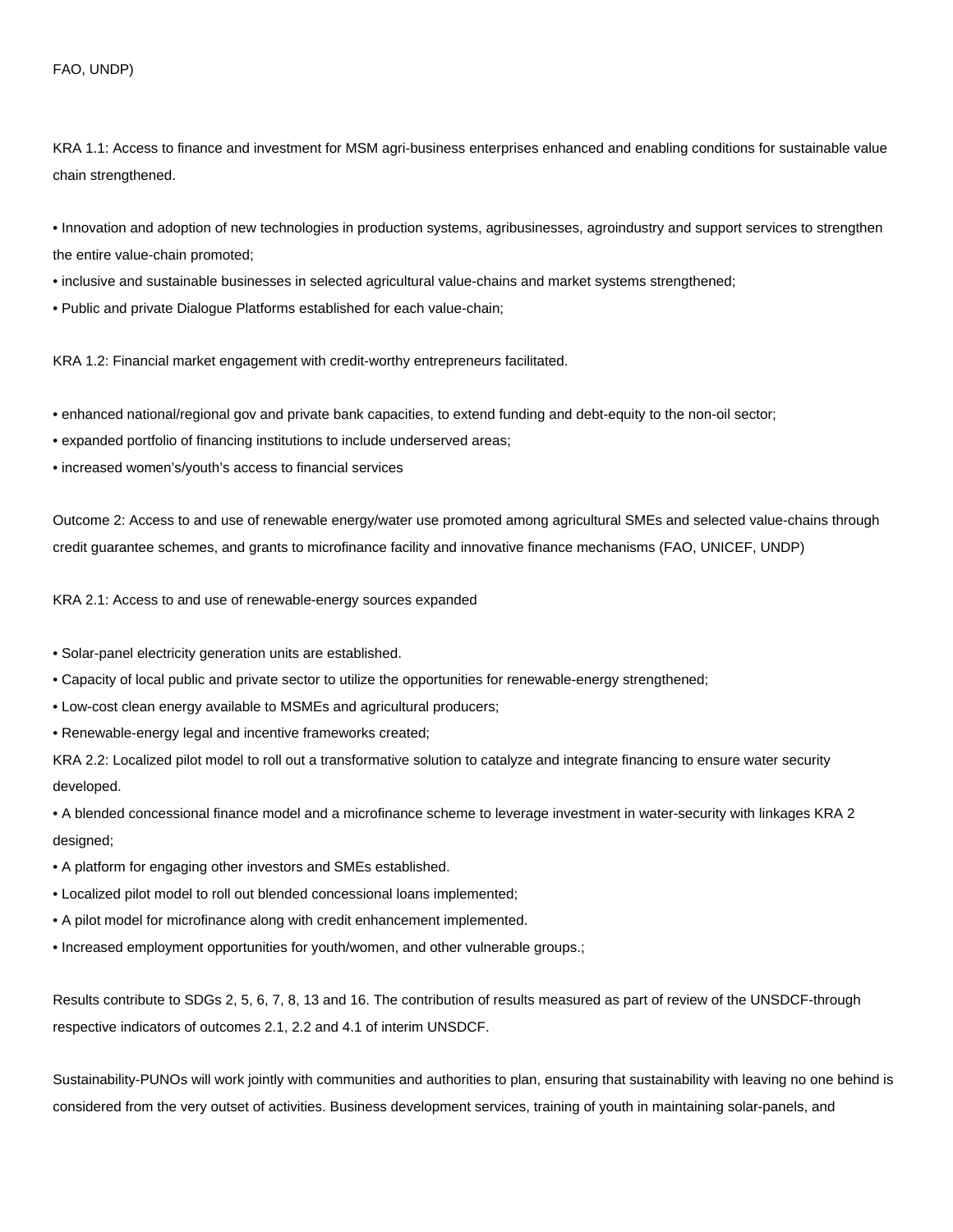FAO, UNDP)

KRA 1.1: Access to finance and investment for MSM agri-business enterprises enhanced and enabling conditions for sustainable value chain strengthened.

• Innovation and adoption of new technologies in production systems, agribusinesses, agroindustry and support services to strengthen the entire value-chain promoted;
• inclusive and sustainable businesses in selected agricultural value-chains and market systems strengthened;
• Public and private Dialogue Platforms established for each value-chain;

KRA 1.2: Financial market engagement with credit-worthy entrepreneurs facilitated.

• enhanced national/regional gov and private bank capacities, to extend funding and debt-equity to the non-oil sector;
• expanded portfolio of financing institutions to include underserved areas;
• increased women's/youth's access to financial services

Outcome 2: Access to and use of renewable energy/water use promoted among agricultural SMEs and selected value-chains through credit guarantee schemes, and grants to microfinance facility and innovative finance mechanisms (FAO, UNICEF, UNDP)

KRA 2.1: Access to and use of renewable-energy sources expanded

• Solar-panel electricity generation units are established.
• Capacity of local public and private sector to utilize the opportunities for renewable-energy strengthened;
• Low-cost clean energy available to MSMEs and agricultural producers;
• Renewable-energy legal and incentive frameworks created;

KRA 2.2: Localized pilot model to roll out a transformative solution to catalyze and integrate financing to ensure water security developed.

• A blended concessional finance model and a microfinance scheme to leverage investment in water-security with linkages KRA 2 designed;
• A platform for engaging other investors and SMEs established.
• Localized pilot model to roll out blended concessional loans implemented;
• A pilot model for microfinance along with credit enhancement implemented.
• Increased employment opportunities for youth/women, and other vulnerable groups.;

Results contribute to SDGs 2, 5, 6, 7, 8, 13 and 16. The contribution of results measured as part of review of the UNSDCF-through respective indicators of outcomes 2.1, 2.2 and 4.1 of interim UNSDCF.

Sustainability-PUNOs will work jointly with communities and authorities to plan, ensuring that sustainability with leaving no one behind is considered from the very outset of activities. Business development services, training of youth in maintaining solar-panels, and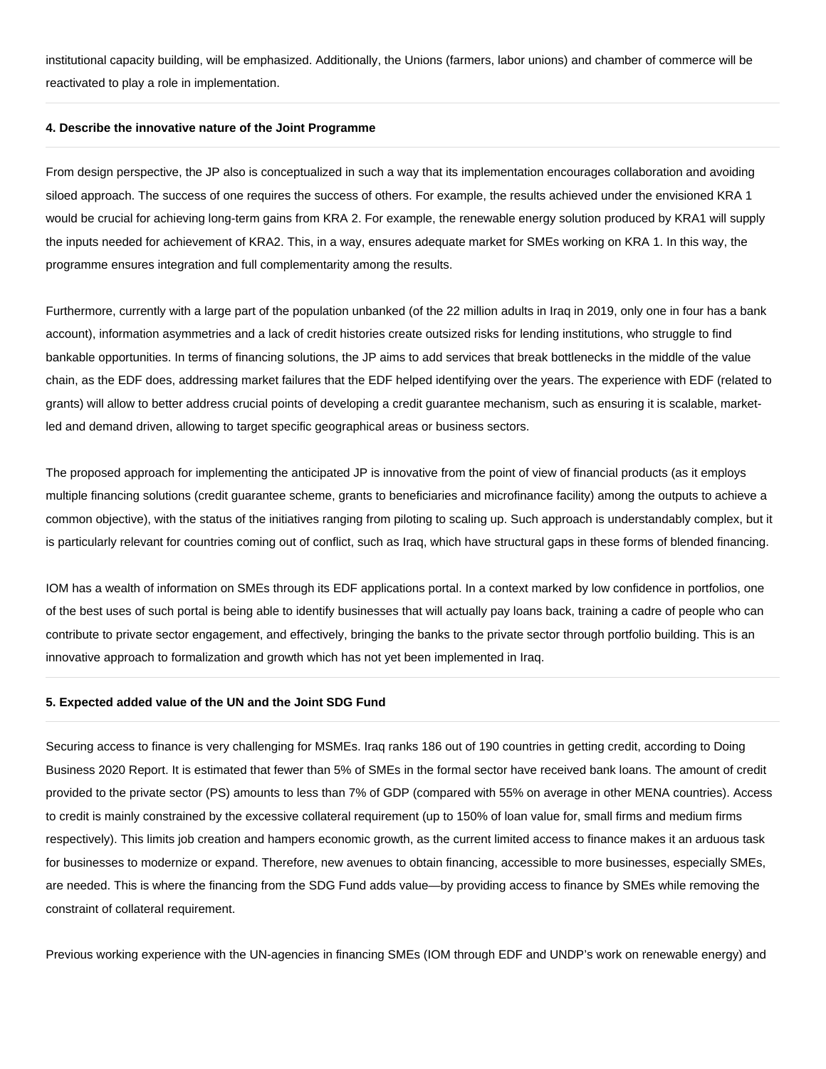institutional capacity building, will be emphasized. Additionally, the Unions (farmers, labor unions) and chamber of commerce will be reactivated to play a role in implementation.

#### 4. Describe the innovative nature of the Joint Programme

From design perspective, the JP also is conceptualized in such a way that its implementation encourages collaboration and avoiding siloed approach. The success of one requires the success of others. For example, the results achieved under the envisioned KRA 1 would be crucial for achieving long-term gains from KRA 2. For example, the renewable energy solution produced by KRA1 will supply the inputs needed for achievement of KRA2. This, in a way, ensures adequate market for SMEs working on KRA 1. In this way, the programme ensures integration and full complementarity among the results.

Furthermore, currently with a large part of the population unbanked (of the 22 million adults in Iraq in 2019, only one in four has a bank account), information asymmetries and a lack of credit histories create outsized risks for lending institutions, who struggle to find bankable opportunities. In terms of financing solutions, the JP aims to add services that break bottlenecks in the middle of the value chain, as the EDF does, addressing market failures that the EDF helped identifying over the years. The experience with EDF (related to grants) will allow to better address crucial points of developing a credit guarantee mechanism, such as ensuring it is scalable, market-led and demand driven, allowing to target specific geographical areas or business sectors.

The proposed approach for implementing the anticipated JP is innovative from the point of view of financial products (as it employs multiple financing solutions (credit guarantee scheme, grants to beneficiaries and microfinance facility) among the outputs to achieve a common objective), with the status of the initiatives ranging from piloting to scaling up. Such approach is understandably complex, but it is particularly relevant for countries coming out of conflict, such as Iraq, which have structural gaps in these forms of blended financing.

IOM has a wealth of information on SMEs through its EDF applications portal. In a context marked by low confidence in portfolios, one of the best uses of such portal is being able to identify businesses that will actually pay loans back, training a cadre of people who can contribute to private sector engagement, and effectively, bringing the banks to the private sector through portfolio building. This is an innovative approach to formalization and growth which has not yet been implemented in Iraq.

#### 5. Expected added value of the UN and the Joint SDG Fund

Securing access to finance is very challenging for MSMEs. Iraq ranks 186 out of 190 countries in getting credit, according to Doing Business 2020 Report. It is estimated that fewer than 5% of SMEs in the formal sector have received bank loans. The amount of credit provided to the private sector (PS) amounts to less than 7% of GDP (compared with 55% on average in other MENA countries). Access to credit is mainly constrained by the excessive collateral requirement (up to 150% of loan value for, small firms and medium firms respectively). This limits job creation and hampers economic growth, as the current limited access to finance makes it an arduous task for businesses to modernize or expand. Therefore, new avenues to obtain financing, accessible to more businesses, especially SMEs, are needed. This is where the financing from the SDG Fund adds value—by providing access to finance by SMEs while removing the constraint of collateral requirement.

Previous working experience with the UN-agencies in financing SMEs (IOM through EDF and UNDP's work on renewable energy) and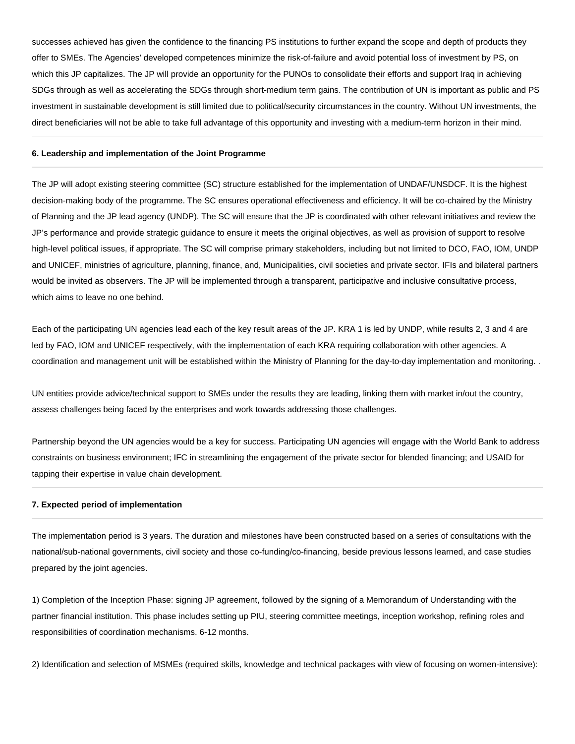successes achieved has given the confidence to the financing PS institutions to further expand the scope and depth of products they offer to SMEs. The Agencies' developed competences minimize the risk-of-failure and avoid potential loss of investment by PS, on which this JP capitalizes. The JP will provide an opportunity for the PUNOs to consolidate their efforts and support Iraq in achieving SDGs through as well as accelerating the SDGs through short-medium term gains. The contribution of UN is important as public and PS investment in sustainable development is still limited due to political/security circumstances in the country. Without UN investments, the direct beneficiaries will not be able to take full advantage of this opportunity and investing with a medium-term horizon in their mind.

**6. Leadership and implementation of the Joint Programme**

The JP will adopt existing steering committee (SC) structure established for the implementation of UNDAF/UNSDCF. It is the highest decision-making body of the programme. The SC ensures operational effectiveness and efficiency. It will be co-chaired by the Ministry of Planning and the JP lead agency (UNDP). The SC will ensure that the JP is coordinated with other relevant initiatives and review the JP's performance and provide strategic guidance to ensure it meets the original objectives, as well as provision of support to resolve high-level political issues, if appropriate. The SC will comprise primary stakeholders, including but not limited to DCO, FAO, IOM, UNDP and UNICEF, ministries of agriculture, planning, finance, and, Municipalities, civil societies and private sector. IFIs and bilateral partners would be invited as observers. The JP will be implemented through a transparent, participative and inclusive consultative process, which aims to leave no one behind.

Each of the participating UN agencies lead each of the key result areas of the JP. KRA 1 is led by UNDP, while results 2, 3 and 4 are led by FAO, IOM and UNICEF respectively, with the implementation of each KRA requiring collaboration with other agencies. A coordination and management unit will be established within the Ministry of Planning for the day-to-day implementation and monitoring. .

UN entities provide advice/technical support to SMEs under the results they are leading, linking them with market in/out the country, assess challenges being faced by the enterprises and work towards addressing those challenges.

Partnership beyond the UN agencies would be a key for success. Participating UN agencies will engage with the World Bank to address constraints on business environment; IFC in streamlining the engagement of the private sector for blended financing; and USAID for tapping their expertise in value chain development.

**7. Expected period of implementation**

The implementation period is 3 years. The duration and milestones have been constructed based on a series of consultations with the national/sub-national governments, civil society and those co-funding/co-financing, beside previous lessons learned, and case studies prepared by the joint agencies.

1) Completion of the Inception Phase: signing JP agreement, followed by the signing of a Memorandum of Understanding with the partner financial institution. This phase includes setting up PIU, steering committee meetings, inception workshop, refining roles and responsibilities of coordination mechanisms. 6-12 months.

2) Identification and selection of MSMEs (required skills, knowledge and technical packages with view of focusing on women-intensive):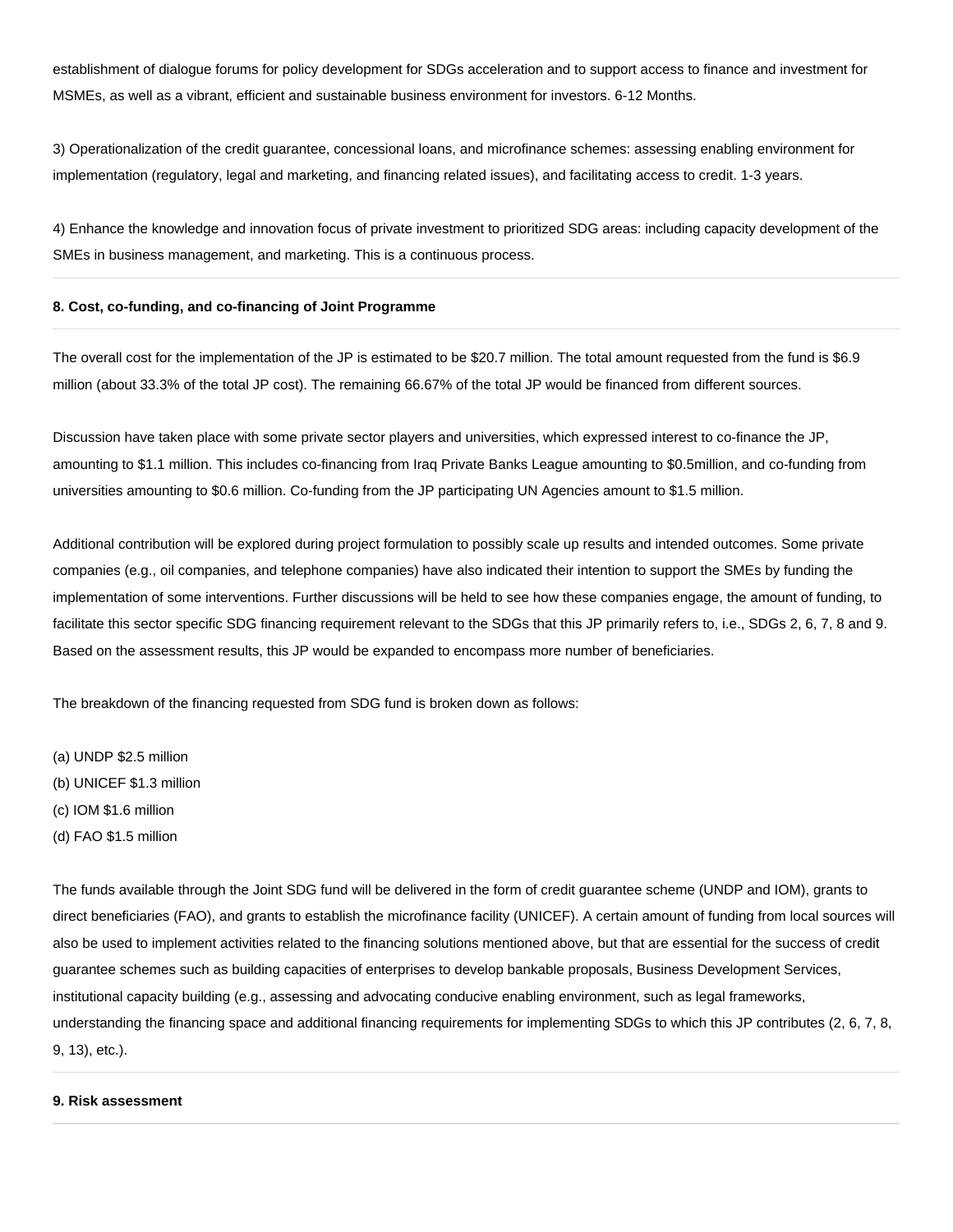establishment of dialogue forums for policy development for SDGs acceleration and to support access to finance and investment for MSMEs, as well as a vibrant, efficient and sustainable business environment for investors. 6-12 Months.

3) Operationalization of the credit guarantee, concessional loans, and microfinance schemes: assessing enabling environment for implementation (regulatory, legal and marketing, and financing related issues), and facilitating access to credit. 1-3 years.

4) Enhance the knowledge and innovation focus of private investment to prioritized SDG areas: including capacity development of the SMEs in business management, and marketing. This is a continuous process.

#### 8. Cost, co-funding, and co-financing of Joint Programme

The overall cost for the implementation of the JP is estimated to be $20.7 million. The total amount requested from the fund is $6.9 million (about 33.3% of the total JP cost). The remaining 66.67% of the total JP would be financed from different sources.

Discussion have taken place with some private sector players and universities, which expressed interest to co-finance the JP, amounting to $1.1 million. This includes co-financing from Iraq Private Banks League amounting to $0.5million, and co-funding from universities amounting to $0.6 million. Co-funding from the JP participating UN Agencies amount to $1.5 million.

Additional contribution will be explored during project formulation to possibly scale up results and intended outcomes. Some private companies (e.g., oil companies, and telephone companies) have also indicated their intention to support the SMEs by funding the implementation of some interventions. Further discussions will be held to see how these companies engage, the amount of funding, to facilitate this sector specific SDG financing requirement relevant to the SDGs that this JP primarily refers to, i.e., SDGs 2, 6, 7, 8 and 9. Based on the assessment results, this JP would be expanded to encompass more number of beneficiaries.

The breakdown of the financing requested from SDG fund is broken down as follows:

(a) UNDP $2.5 million
(b) UNICEF $1.3 million
(c) IOM $1.6 million
(d) FAO $1.5 million

The funds available through the Joint SDG fund will be delivered in the form of credit guarantee scheme (UNDP and IOM), grants to direct beneficiaries (FAO), and grants to establish the microfinance facility (UNICEF). A certain amount of funding from local sources will also be used to implement activities related to the financing solutions mentioned above, but that are essential for the success of credit guarantee schemes such as building capacities of enterprises to develop bankable proposals, Business Development Services, institutional capacity building (e.g., assessing and advocating conducive enabling environment, such as legal frameworks, understanding the financing space and additional financing requirements for implementing SDGs to which this JP contributes (2, 6, 7, 8, 9, 13), etc.).

#### 9. Risk assessment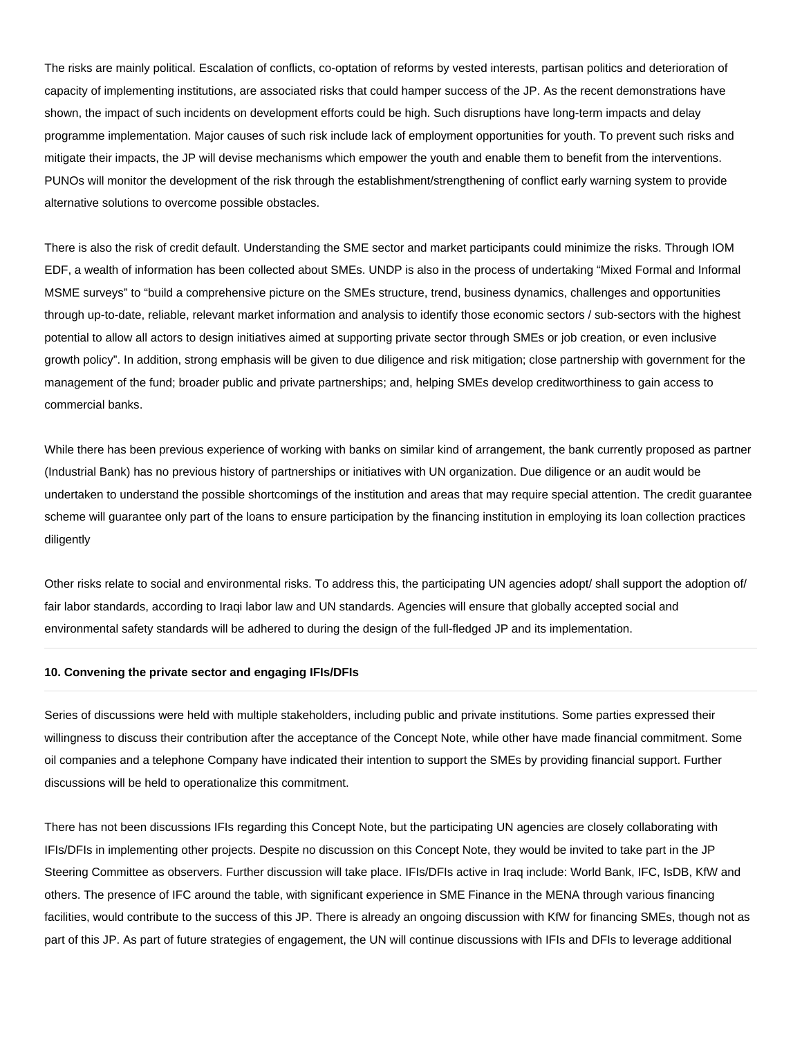The risks are mainly political. Escalation of conflicts, co-optation of reforms by vested interests, partisan politics and deterioration of capacity of implementing institutions, are associated risks that could hamper success of the JP. As the recent demonstrations have shown, the impact of such incidents on development efforts could be high. Such disruptions have long-term impacts and delay programme implementation. Major causes of such risk include lack of employment opportunities for youth. To prevent such risks and mitigate their impacts, the JP will devise mechanisms which empower the youth and enable them to benefit from the interventions. PUNOs will monitor the development of the risk through the establishment/strengthening of conflict early warning system to provide alternative solutions to overcome possible obstacles.

There is also the risk of credit default. Understanding the SME sector and market participants could minimize the risks. Through IOM EDF, a wealth of information has been collected about SMEs. UNDP is also in the process of undertaking "Mixed Formal and Informal MSME surveys" to "build a comprehensive picture on the SMEs structure, trend, business dynamics, challenges and opportunities through up-to-date, reliable, relevant market information and analysis to identify those economic sectors / sub-sectors with the highest potential to allow all actors to design initiatives aimed at supporting private sector through SMEs or job creation, or even inclusive growth policy". In addition, strong emphasis will be given to due diligence and risk mitigation; close partnership with government for the management of the fund; broader public and private partnerships; and, helping SMEs develop creditworthiness to gain access to commercial banks.

While there has been previous experience of working with banks on similar kind of arrangement, the bank currently proposed as partner (Industrial Bank) has no previous history of partnerships or initiatives with UN organization. Due diligence or an audit would be undertaken to understand the possible shortcomings of the institution and areas that may require special attention. The credit guarantee scheme will guarantee only part of the loans to ensure participation by the financing institution in employing its loan collection practices diligently

Other risks relate to social and environmental risks. To address this, the participating UN agencies adopt/ shall support the adoption of/ fair labor standards, according to Iraqi labor law and UN standards. Agencies will ensure that globally accepted social and environmental safety standards will be adhered to during the design of the full-fledged JP and its implementation.

---

**10. Convening the private sector and engaging IFIs/DFIs**

---

Series of discussions were held with multiple stakeholders, including public and private institutions. Some parties expressed their willingness to discuss their contribution after the acceptance of the Concept Note, while other have made financial commitment. Some oil companies and a telephone Company have indicated their intention to support the SMEs by providing financial support. Further discussions will be held to operationalize this commitment.

There has not been discussions IFIs regarding this Concept Note, but the participating UN agencies are closely collaborating with IFIs/DFIs in implementing other projects. Despite no discussion on this Concept Note, they would be invited to take part in the JP Steering Committee as observers. Further discussion will take place. IFIs/DFIs active in Iraq include: World Bank, IFC, IsDB, KfW and others. The presence of IFC around the table, with significant experience in SME Finance in the MENA through various financing facilities, would contribute to the success of this JP. There is already an ongoing discussion with KfW for financing SMEs, though not as part of this JP. As part of future strategies of engagement, the UN will continue discussions with IFIs and DFIs to leverage additional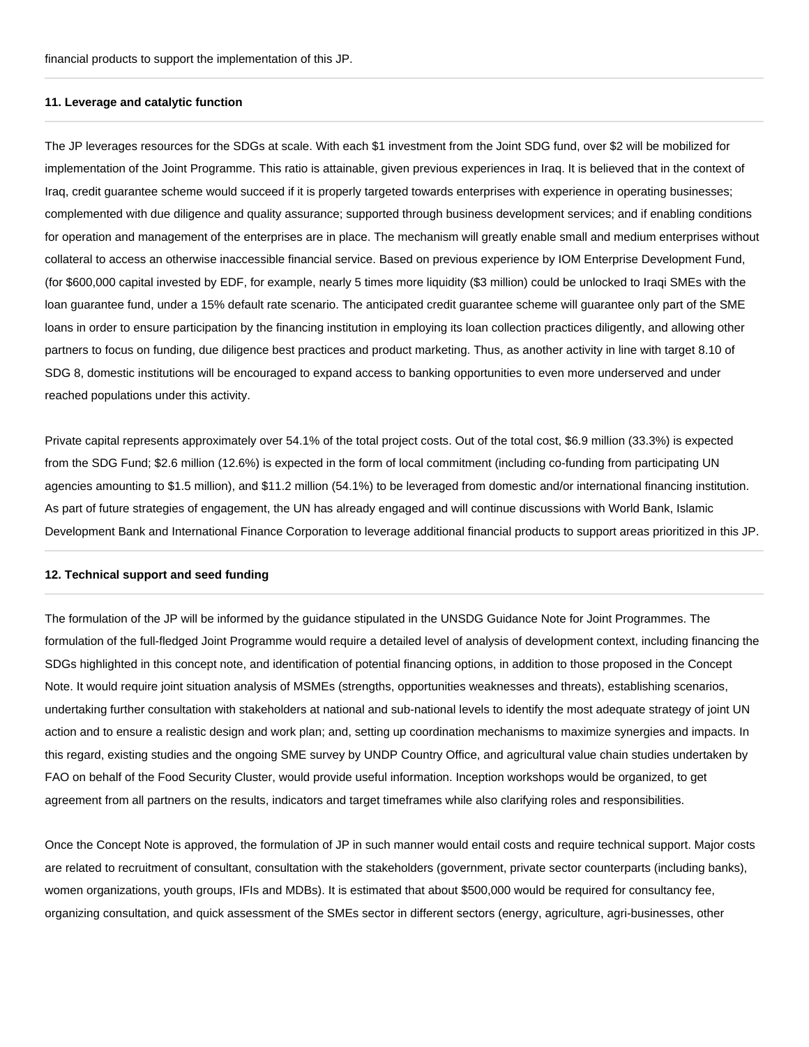financial products to support the implementation of this JP.

### 11. Leverage and catalytic function

The JP leverages resources for the SDGs at scale. With each $1 investment from the Joint SDG fund, over $2 will be mobilized for implementation of the Joint Programme. This ratio is attainable, given previous experiences in Iraq. It is believed that in the context of Iraq, credit guarantee scheme would succeed if it is properly targeted towards enterprises with experience in operating businesses; complemented with due diligence and quality assurance; supported through business development services; and if enabling conditions for operation and management of the enterprises are in place. The mechanism will greatly enable small and medium enterprises without collateral to access an otherwise inaccessible financial service. Based on previous experience by IOM Enterprise Development Fund, (for $600,000 capital invested by EDF, for example, nearly 5 times more liquidity ($3 million) could be unlocked to Iraqi SMEs with the loan guarantee fund, under a 15% default rate scenario. The anticipated credit guarantee scheme will guarantee only part of the SME loans in order to ensure participation by the financing institution in employing its loan collection practices diligently, and allowing other partners to focus on funding, due diligence best practices and product marketing. Thus, as another activity in line with target 8.10 of SDG 8, domestic institutions will be encouraged to expand access to banking opportunities to even more underserved and under reached populations under this activity.

Private capital represents approximately over 54.1% of the total project costs. Out of the total cost, $6.9 million (33.3%) is expected from the SDG Fund; $2.6 million (12.6%) is expected in the form of local commitment (including co-funding from participating UN agencies amounting to $1.5 million), and $11.2 million (54.1%) to be leveraged from domestic and/or international financing institution. As part of future strategies of engagement, the UN has already engaged and will continue discussions with World Bank, Islamic Development Bank and International Finance Corporation to leverage additional financial products to support areas prioritized in this JP.

### 12. Technical support and seed funding

The formulation of the JP will be informed by the guidance stipulated in the UNSDG Guidance Note for Joint Programmes. The formulation of the full-fledged Joint Programme would require a detailed level of analysis of development context, including financing the SDGs highlighted in this concept note, and identification of potential financing options, in addition to those proposed in the Concept Note. It would require joint situation analysis of MSMEs (strengths, opportunities weaknesses and threats), establishing scenarios, undertaking further consultation with stakeholders at national and sub-national levels to identify the most adequate strategy of joint UN action and to ensure a realistic design and work plan; and, setting up coordination mechanisms to maximize synergies and impacts. In this regard, existing studies and the ongoing SME survey by UNDP Country Office, and agricultural value chain studies undertaken by FAO on behalf of the Food Security Cluster, would provide useful information. Inception workshops would be organized, to get agreement from all partners on the results, indicators and target timeframes while also clarifying roles and responsibilities.

Once the Concept Note is approved, the formulation of JP in such manner would entail costs and require technical support. Major costs are related to recruitment of consultant, consultation with the stakeholders (government, private sector counterparts (including banks), women organizations, youth groups, IFIs and MDBs). It is estimated that about $500,000 would be required for consultancy fee, organizing consultation, and quick assessment of the SMEs sector in different sectors (energy, agriculture, agri-businesses, other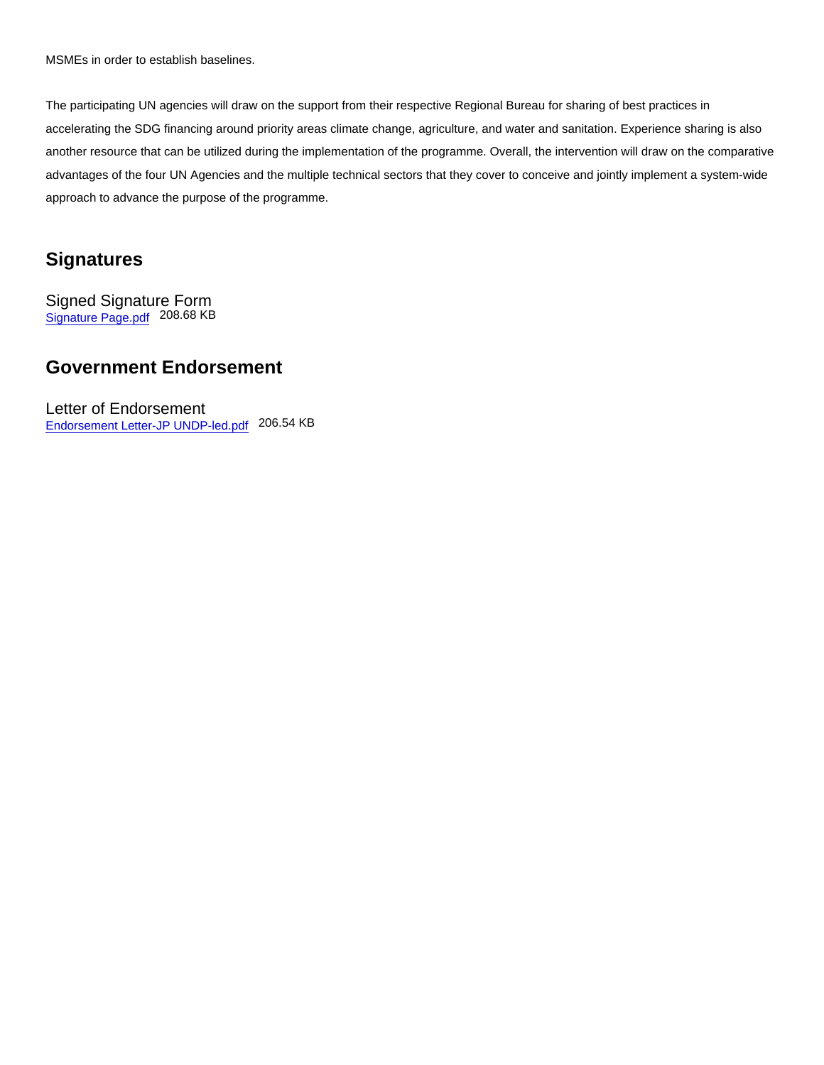MSMEs in order to establish baselines.

The participating UN agencies will draw on the support from their respective Regional Bureau for sharing of best practices in accelerating the SDG financing around priority areas climate change, agriculture, and water and sanitation. Experience sharing is also another resource that can be utilized during the implementation of the programme. Overall, the intervention will draw on the comparative advantages of the four UN Agencies and the multiple technical sectors that they cover to conceive and jointly implement a system-wide approach to advance the purpose of the programme.

## Signatures

Signed Signature Form
Signature Page.pdf 208.68 KB

## Government Endorsement

Letter of Endorsement
Endorsement Letter-JP UNDP-led.pdf 206.54 KB